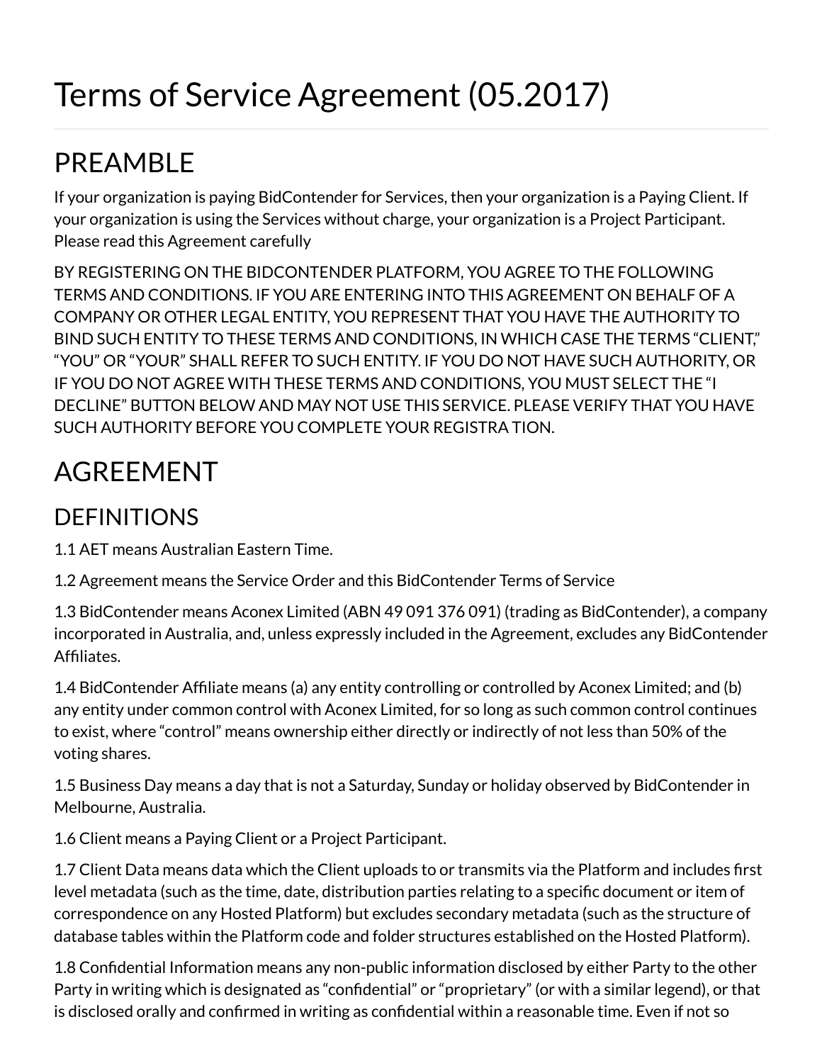# Terms of Service Agreement (05.2017)

## PREAMBLE

If your organization is paying BidContender for Services, then your organization is a Paying Client. If your organization is using the Services without charge, your organization is a Project Participant. Please read this Agreement carefully

BY REGISTERING ON THE BIDCONTENDER PLATFORM, YOU AGREE TO THE FOLLOWING TERMS AND CONDITIONS. IF YOU ARE ENTERING INTO THIS AGREEMENT ON BEHALF OF A COMPANY OR OTHER LEGAL ENTITY, YOU REPRESENT THAT YOU HAVE THE AUTHORITY TO BIND SUCH ENTITY TO THESE TERMS AND CONDITIONS, IN WHICH CASE THE TERMS "CLIENT," "YOU" OR "YOUR" SHALL REFER TO SUCH ENTITY. IF YOU DO NOT HAVE SUCH AUTHORITY, OR IF YOU DO NOT AGREE WITH THESE TERMS AND CONDITIONS, YOU MUST SELECT THE "I DECLINE" BUTTON BELOW AND MAY NOT USE THIS SERVICE. PLEASE VERIFY THAT YOU HAVE SUCH AUTHORITY BEFORE YOU COMPLETE YOUR REGISTRA TION.

## AGREEMENT

### DEFINITIONS

1.1 AET means Australian Eastern Time.

1.2 Agreement means the Service Order and this BidContender Terms of Service

1.3 BidContender means Aconex Limited (ABN 49 091 376 091) (trading as BidContender), a company incorporated in Australia, and, unless expressly included in the Agreement, excludes any BidContender Affiliates.

1.4 BidContender Affiliate means (a) any entity controlling or controlled by Aconex Limited; and (b) any entity under common control with Aconex Limited, for so long as such common control continues to exist, where "control" means ownership either directly or indirectly of not less than 50% of the voting shares.

1.5 Business Day means a day that is not a Saturday, Sunday or holiday observed by BidContender in Melbourne, Australia.

1.6 Client means a Paying Client or a Project Participant.

1.7 Client Data means data which the Client uploads to or transmits via the Platform and includes first level metadata (such as the time, date, distribution parties relating to a specific document or item of correspondence on any Hosted Platform) but excludes secondary metadata (such as the structure of database tables within the Platform code and folder structures established on the Hosted Platform).

1.8 Confidential Information means any non-public information disclosed by either Party to the other Party in writing which is designated as "confidential" or "proprietary" (or with a similar legend), or that is disclosed orally and confirmed in writing as confidential within a reasonable time. Even if not so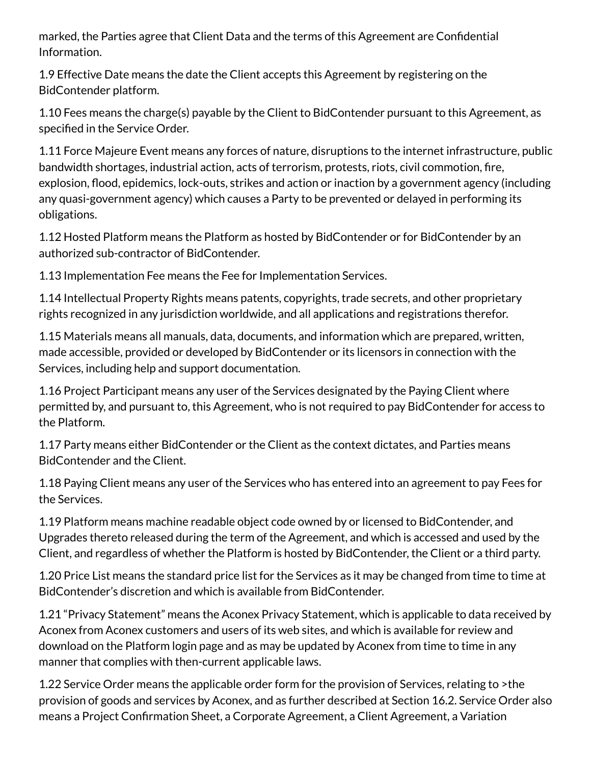marked, the Parties agree that Client Data and the terms of this Agreement are Confidential Information.

1.9 Effective Date means the date the Client accepts this Agreement by registering on the BidContender platform.

1.10 Fees means the charge(s) payable by the Client to BidContender pursuant to this Agreement, as specified in the Service Order.

1.11 Force Majeure Event means any forces of nature, disruptions to the internet infrastructure, public bandwidth shortages, industrial action, acts of terrorism, protests, riots, civil commotion, fire, explosion, flood, epidemics, lock-outs, strikes and action or inaction by a government agency (including any quasi-government agency) which causes a Party to be prevented or delayed in performing its obligations.

1.12 Hosted Platform means the Platform as hosted by BidContender or for BidContender by an authorized sub-contractor of BidContender.

1.13 Implementation Fee means the Fee for Implementation Services.

1.14 Intellectual Property Rights means patents, copyrights, trade secrets, and other proprietary rights recognized in any jurisdiction worldwide, and all applications and registrations therefor.

1.15 Materials means all manuals, data, documents, and information which are prepared, written, made accessible, provided or developed by BidContender or its licensors in connection with the Services, including help and support documentation.

1.16 Project Participant means any user of the Services designated by the Paying Client where permitted by, and pursuant to, this Agreement, who is not required to pay BidContender for access to the Platform.

1.17 Party means either BidContender or the Client as the context dictates, and Parties means BidContender and the Client.

1.18 Paying Client means any user of the Services who has entered into an agreement to pay Fees for the Services.

1.19 Platform means machine readable object code owned by or licensed to BidContender, and Upgrades thereto released during the term of the Agreement, and which is accessed and used by the Client, and regardless of whether the Platform is hosted by BidContender, the Client or a third party.

1.20 Price List means the standard price list for the Services as it may be changed from time to time at BidContender's discretion and which is available from BidContender.

1.21 "Privacy Statement" means the Aconex Privacy Statement, which is applicable to data received by Aconex from Aconex customers and users of its web sites, and which is available for review and download on the Platform login page and as may be updated by Aconex from time to time in any manner that complies with then-current applicable laws.

1.22 Service Order means the applicable order form for the provision of Services, relating to >the provision of goods and services by Aconex, and as further described at Section 16.2. Service Order also means a Project Confirmation Sheet, a Corporate Agreement, a Client Agreement, a Variation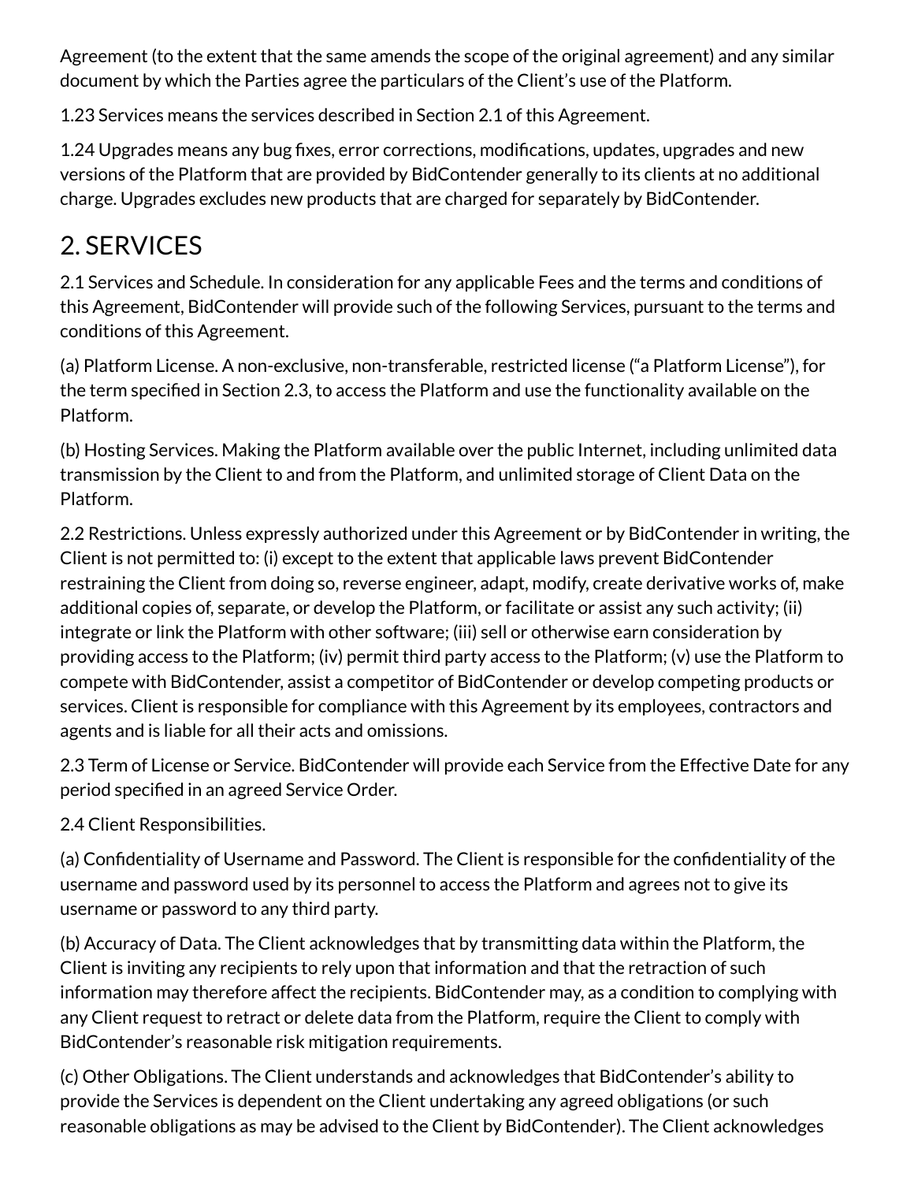Agreement (to the extent that the same amends the scope of the original agreement) and any similar document by which the Parties agree the particulars of the Client's use of the Platform.

1.23 Services means the services described in Section 2.1 of this Agreement.

1.24 Upgrades means any bug fixes, error corrections, modifications, updates, upgrades and new versions of the Platform that are provided by BidContender generally to its clients at no additional charge. Upgrades excludes new products that are charged for separately by BidContender.

## 2. SERVICES

2.1 Services and Schedule. In consideration for any applicable Fees and the terms and conditions of this Agreement, BidContender will provide such of the following Services, pursuant to the terms and conditions of this Agreement.

(a) Platform License. A non-exclusive, non-transferable, restricted license ("a Platform License"), for the term specified in Section 2.3, to access the Platform and use the functionality available on the Platform.

(b) Hosting Services. Making the Platform available over the public Internet, including unlimited data transmission by the Client to and from the Platform, and unlimited storage of Client Data on the Platform.

2.2 Restrictions. Unless expressly authorized under this Agreement or by BidContender in writing, the Client is not permitted to: (i) except to the extent that applicable laws prevent BidContender restraining the Client from doing so, reverse engineer, adapt, modify, create derivative works of, make additional copies of, separate, or develop the Platform, or facilitate or assist any such activity; (ii) integrate or link the Platform with other software; (iii) sell or otherwise earn consideration by providing access to the Platform; (iv) permit third party access to the Platform; (v) use the Platform to compete with BidContender, assist a competitor of BidContender or develop competing products or services. Client is responsible for compliance with this Agreement by its employees, contractors and agents and is liable for all their acts and omissions.

2.3 Term of License or Service. BidContender will provide each Service from the Effective Date for any period specified in an agreed Service Order.

2.4 Client Responsibilities.

(a) Confidentiality of Username and Password. The Client is responsible for the confidentiality of the username and password used by its personnel to access the Platform and agrees not to give its username or password to any third party.

(b) Accuracy of Data. The Client acknowledges that by transmitting data within the Platform, the Client is inviting any recipients to rely upon that information and that the retraction of such information may therefore affect the recipients. BidContender may, as a condition to complying with any Client request to retract or delete data from the Platform, require the Client to comply with BidContender's reasonable risk mitigation requirements.

(c) Other Obligations. The Client understands and acknowledges that BidContender's ability to provide the Services is dependent on the Client undertaking any agreed obligations (or such reasonable obligations as may be advised to the Client by BidContender). The Client acknowledges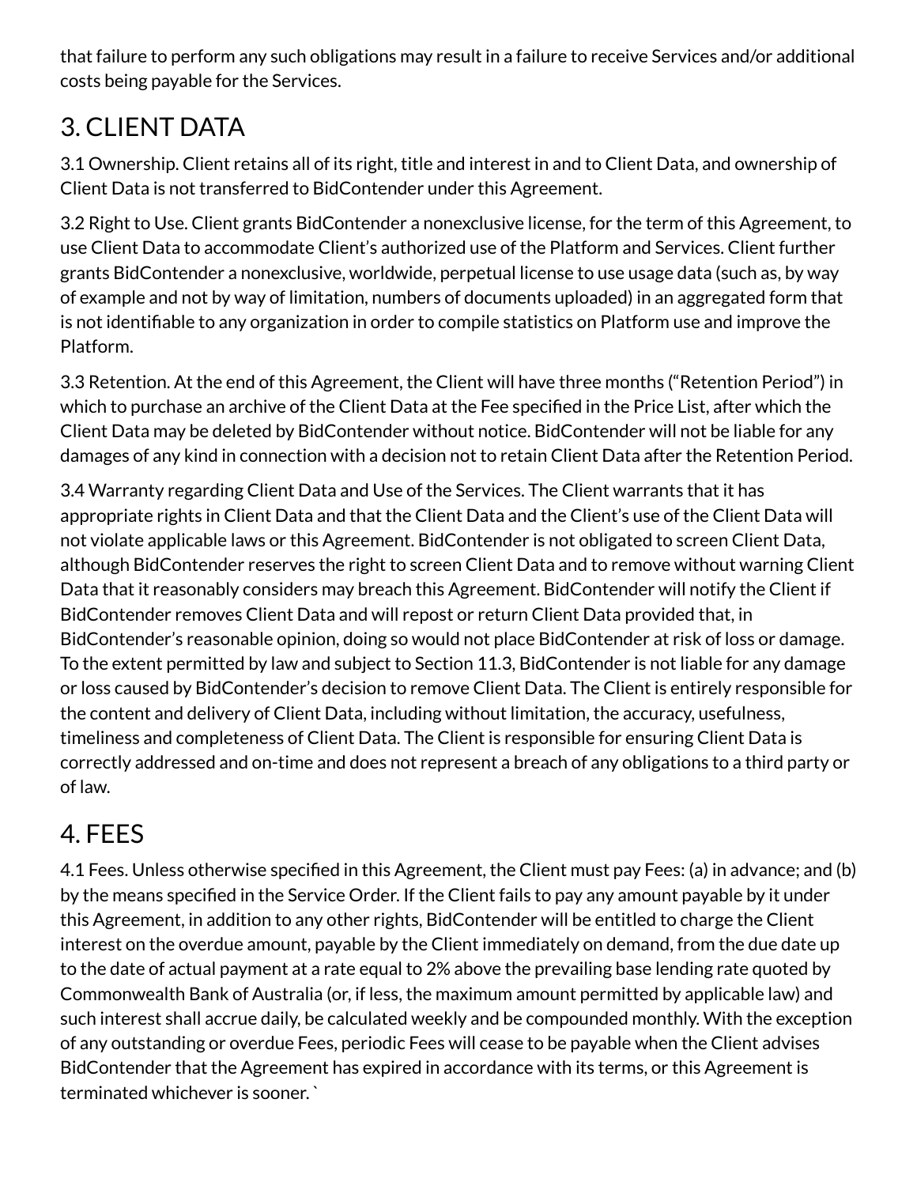that failure to perform any such obligations may result in a failure to receive Services and/or additional costs being payable for the Services.

## 3. CLIENT DATA

3.1 Ownership. Client retains all of its right, title and interest in and to Client Data, and ownership of Client Data is not transferred to BidContender under this Agreement.

3.2 Right to Use. Client grants BidContender a nonexclusive license, for the term of this Agreement, to use Client Data to accommodate Client's authorized use of the Platform and Services. Client further grants BidContender a nonexclusive, worldwide, perpetual license to use usage data (such as, by way of example and not by way of limitation, numbers of documents uploaded) in an aggregated form that is not identifiable to any organization in order to compile statistics on Platform use and improve the Platform.

3.3 Retention. At the end of this Agreement, the Client will have three months ("Retention Period") in which to purchase an archive of the Client Data at the Fee specified in the Price List, after which the Client Data may be deleted by BidContender without notice. BidContender will not be liable for any damages of any kind in connection with a decision not to retain Client Data after the Retention Period.

3.4 Warranty regarding Client Data and Use of the Services. The Client warrants that it has appropriate rights in Client Data and that the Client Data and the Client's use of the Client Data will not violate applicable laws or this Agreement. BidContender is not obligated to screen Client Data, although BidContender reserves the right to screen Client Data and to remove without warning Client Data that it reasonably considers may breach this Agreement. BidContender will notify the Client if BidContender removes Client Data and will repost or return Client Data provided that, in BidContender's reasonable opinion, doing so would not place BidContender at risk of loss or damage. To the extent permitted by law and subject to Section 11.3, BidContender is not liable for any damage or loss caused by BidContender's decision to remove Client Data. The Client is entirely responsible for the content and delivery of Client Data, including without limitation, the accuracy, usefulness, timeliness and completeness of Client Data. The Client is responsible for ensuring Client Data is correctly addressed and on-time and does not represent a breach of any obligations to a third party or of law.

## 4. FEES

4.1 Fees. Unless otherwise specified in this Agreement, the Client must pay Fees: (a) in advance; and (b) by the means specified in the Service Order. If the Client fails to pay any amount payable by it under this Agreement, in addition to any other rights, BidContender will be entitled to charge the Client interest on the overdue amount, payable by the Client immediately on demand, from the due date up to the date of actual payment at a rate equal to 2% above the prevailing base lending rate quoted by Commonwealth Bank of Australia (or, if less, the maximum amount permitted by applicable law) and such interest shall accrue daily, be calculated weekly and be compounded monthly. With the exception of any outstanding or overdue Fees, periodic Fees will cease to be payable when the Client advises BidContender that the Agreement has expired in accordance with its terms, or this Agreement is terminated whichever is sooner. `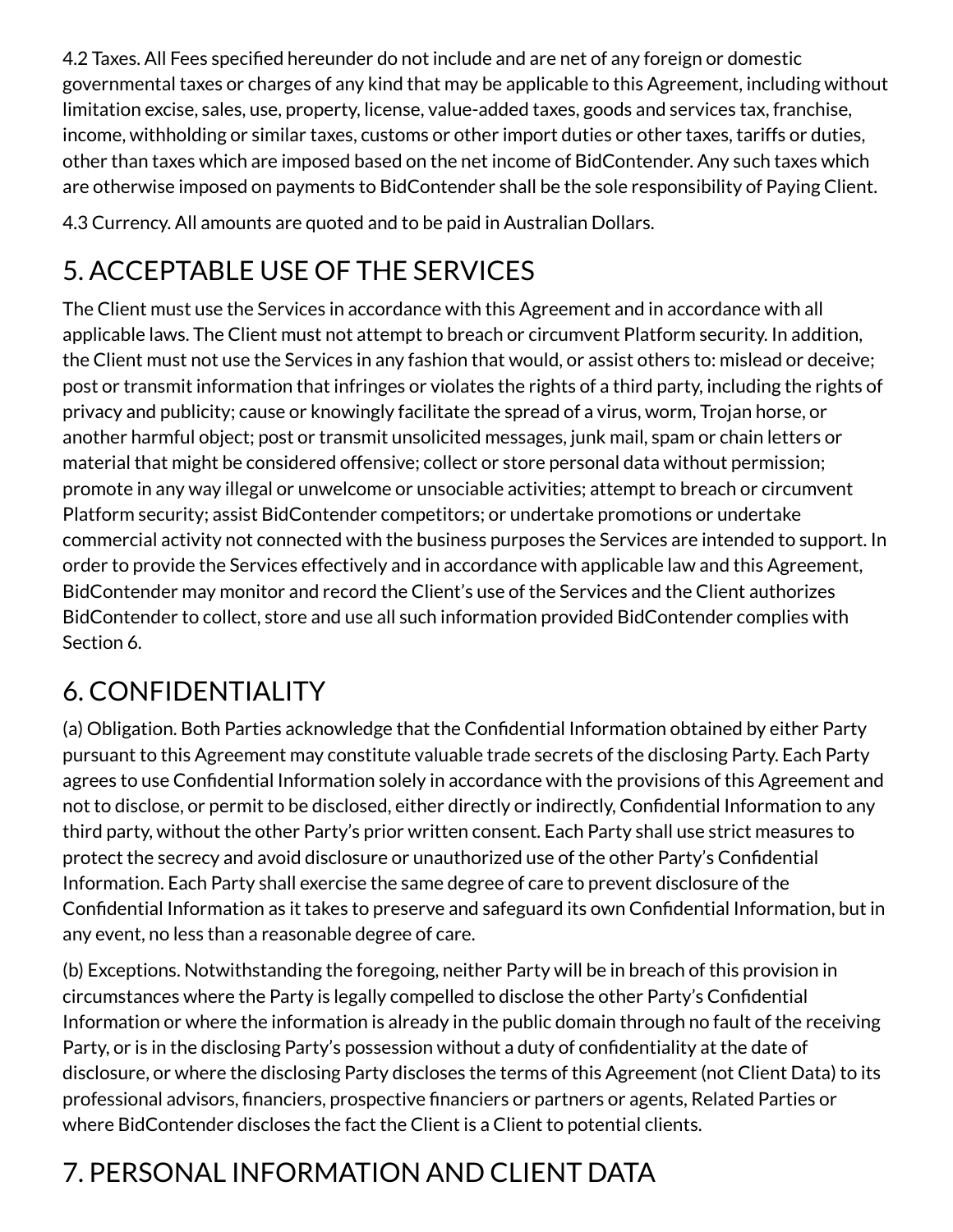4.2 Taxes. All Fees specified hereunder do not include and are net of any foreign or domestic governmental taxes or charges of any kind that may be applicable to this Agreement, including without limitation excise, sales, use, property, license, value-added taxes, goods and services tax, franchise, income, withholding or similar taxes, customs or other import duties or other taxes, tariffs or duties, other than taxes which are imposed based on the net income of BidContender. Any such taxes which are otherwise imposed on payments to BidContender shall be the sole responsibility of Paying Client.

4.3 Currency. All amounts are quoted and to be paid in Australian Dollars.

# 5. ACCEPTABLE USE OF THE SERVICES

The Client must use the Services in accordance with this Agreement and in accordance with all applicable laws. The Client must not attempt to breach or circumvent Platform security. In addition, the Client must not use the Services in any fashion that would, or assist others to: mislead or deceive; post or transmit information that infringes or violates the rights of a third party, including the rights of privacy and publicity; cause or knowingly facilitate the spread of a virus, worm, Trojan horse, or another harmful object; post or transmit unsolicited messages, junk mail, spam or chain letters or material that might be considered offensive; collect or store personal data without permission; promote in any way illegal or unwelcome or unsociable activities; attempt to breach or circumvent Platform security; assist BidContender competitors; or undertake promotions or undertake commercial activity not connected with the business purposes the Services are intended to support. In order to provide the Services effectively and in accordance with applicable law and this Agreement, BidContender may monitor and record the Client's use of the Services and the Client authorizes BidContender to collect, store and use all such information provided BidContender complies with Section 6.

# 6. CONFIDENTIALITY

(a) Obligation. Both Parties acknowledge that the Confidential Information obtained by either Party pursuant to this Agreement may constitute valuable trade secrets of the disclosing Party. Each Party agrees to use Confidential Information solely in accordance with the provisions of this Agreement and not to disclose, or permit to be disclosed, either directly or indirectly, Confidential Information to any third party, without the other Party's prior written consent. Each Party shall use strict measures to protect the secrecy and avoid disclosure or unauthorized use of the other Party's Confidential Information. Each Party shall exercise the same degree of care to prevent disclosure of the Confidential Information as it takes to preserve and safeguard its own Confidential Information, but in any event, no less than a reasonable degree of care.

(b) Exceptions. Notwithstanding the foregoing, neither Party will be in breach of this provision in circumstances where the Party is legally compelled to disclose the other Party's Confidential Information or where the information is already in the public domain through no fault of the receiving Party, or is in the disclosing Party's possession without a duty of confidentiality at the date of disclosure, or where the disclosing Party discloses the terms of this Agreement (not Client Data) to its professional advisors, financiers, prospective financiers or partners or agents, Related Parties or where BidContender discloses the fact the Client is a Client to potential clients.

# 7. PERSONAL INFORMATION AND CLIENT DATA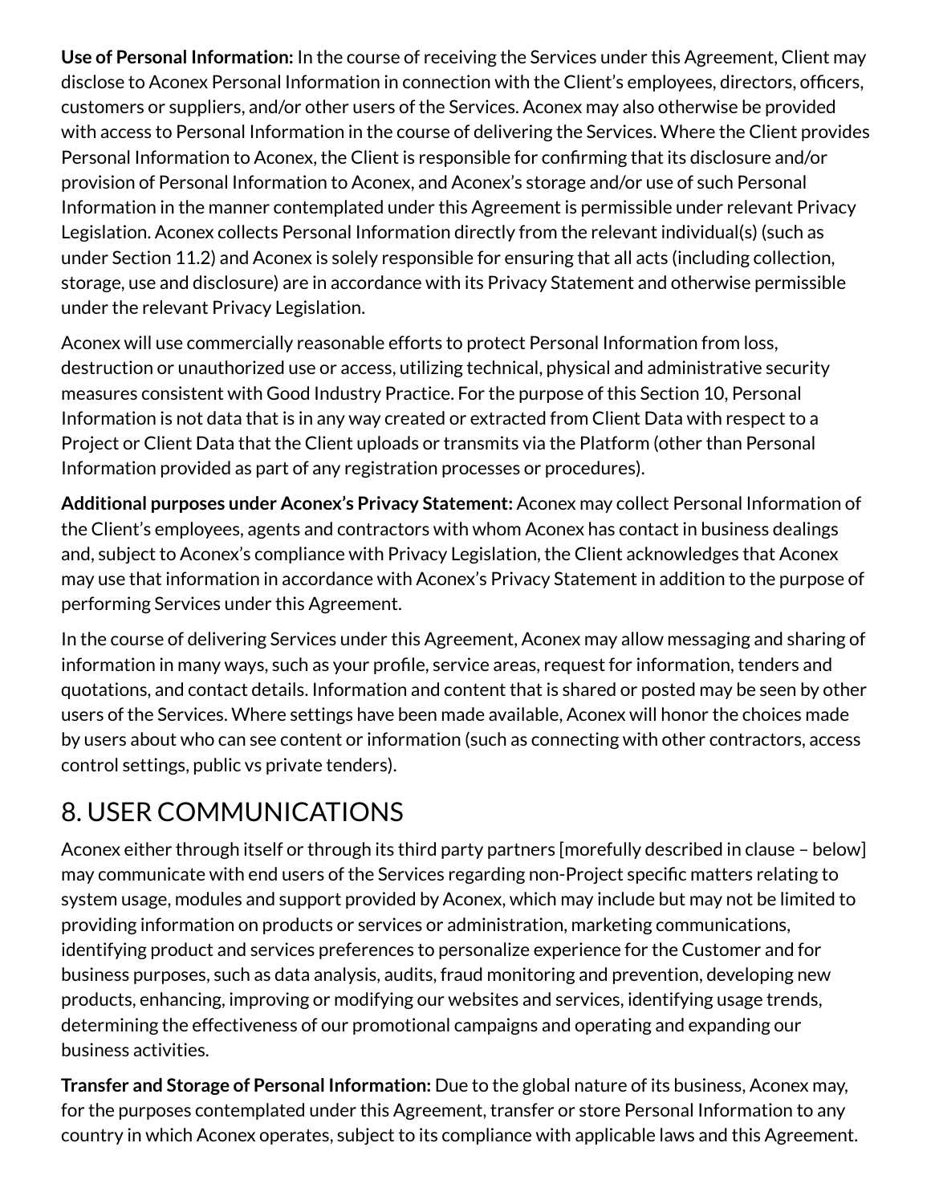**Use of Personal Information:** In the course of receiving the Services under this Agreement, Client may disclose to Aconex Personal Information in connection with the Client's employees, directors, officers, customers or suppliers, and/or other users of the Services. Aconex may also otherwise be provided with access to Personal Information in the course of delivering the Services. Where the Client provides Personal Information to Aconex, the Client is responsible for confirming that its disclosure and/or provision of Personal Information to Aconex, and Aconex's storage and/or use of such Personal Information in the manner contemplated under this Agreement is permissible under relevant Privacy Legislation. Aconex collects Personal Information directly from the relevant individual(s) (such as under Section 11.2) and Aconex is solely responsible for ensuring that all acts (including collection, storage, use and disclosure) are in accordance with its Privacy Statement and otherwise permissible under the relevant Privacy Legislation.

Aconex will use commercially reasonable efforts to protect Personal Information from loss, destruction or unauthorized use or access, utilizing technical, physical and administrative security measures consistent with Good Industry Practice. For the purpose of this Section 10, Personal Information is not data that is in any way created or extracted from Client Data with respect to a Project or Client Data that the Client uploads or transmits via the Platform (other than Personal Information provided as part of any registration processes or procedures).

**Additional purposes under Aconex's Privacy Statement:** Aconex may collect Personal Information of the Client's employees, agents and contractors with whom Aconex has contact in business dealings and, subject to Aconex's compliance with Privacy Legislation, the Client acknowledges that Aconex may use that information in accordance with Aconex's Privacy Statement in addition to the purpose of performing Services under this Agreement.

In the course of delivering Services under this Agreement, Aconex may allow messaging and sharing of information in many ways, such as your profile, service areas, request for information, tenders and quotations, and contact details. Information and content that is shared or posted may be seen by other users of the Services. Where settings have been made available, Aconex will honor the choices made by users about who can see content or information (such as connecting with other contractors, access control settings, public vs private tenders).

## 8. USER COMMUNICATIONS

Aconex either through itself or through its third party partners [morefully described in clause – below] may communicate with end users of the Services regarding non-Project specific matters relating to system usage, modules and support provided by Aconex, which may include but may not be limited to providing information on products or services or administration, marketing communications, identifying product and services preferences to personalize experience for the Customer and for business purposes, such as data analysis, audits, fraud monitoring and prevention, developing new products, enhancing, improving or modifying our websites and services, identifying usage trends, determining the effectiveness of our promotional campaigns and operating and expanding our business activities.

**Transfer and Storage of Personal Information:** Due to the global nature of its business, Aconex may, for the purposes contemplated under this Agreement, transfer or store Personal Information to any country in which Aconex operates, subject to its compliance with applicable laws and this Agreement.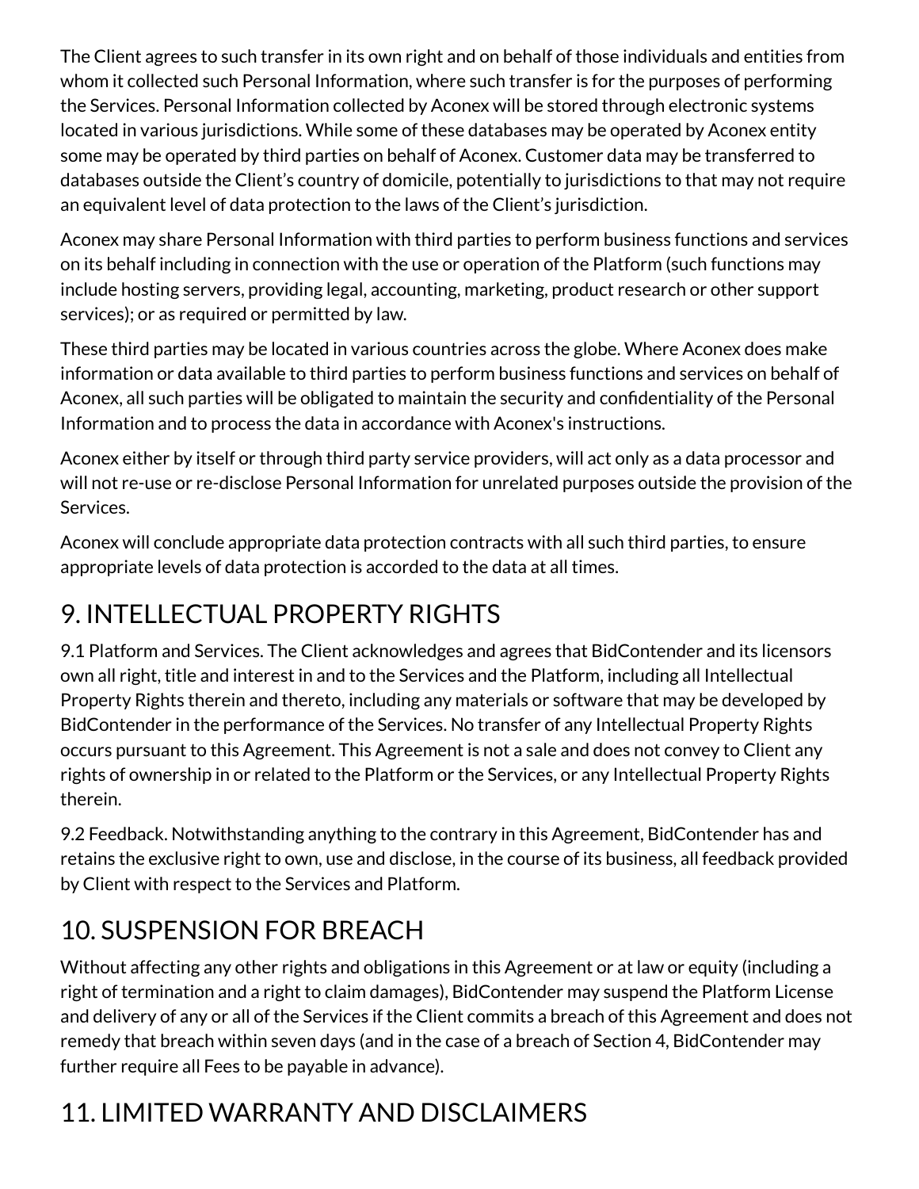The Client agrees to such transfer in its own right and on behalf of those individuals and entities from whom it collected such Personal Information, where such transfer is for the purposes of performing the Services. Personal Information collected by Aconex will be stored through electronic systems located in various jurisdictions. While some of these databases may be operated by Aconex entity some may be operated by third parties on behalf of Aconex. Customer data may be transferred to databases outside the Client's country of domicile, potentially to jurisdictions to that may not require an equivalent level of data protection to the laws of the Client's jurisdiction.

Aconex may share Personal Information with third parties to perform business functions and services on its behalf including in connection with the use or operation of the Platform (such functions may include hosting servers, providing legal, accounting, marketing, product research or other support services); or as required or permitted by law.

These third parties may be located in various countries across the globe. Where Aconex does make information or data available to third parties to perform business functions and services on behalf of Aconex, all such parties will be obligated to maintain the security and confidentiality of the Personal Information and to process the data in accordance with Aconex's instructions.

Aconex either by itself or through third party service providers, will act only as a data processor and will not re-use or re-disclose Personal Information for unrelated purposes outside the provision of the Services.

Aconex will conclude appropriate data protection contracts with all such third parties, to ensure appropriate levels of data protection is accorded to the data at all times.

## 9. INTELLECTUAL PROPERTY RIGHTS

9.1 Platform and Services. The Client acknowledges and agrees that BidContender and its licensors own all right, title and interest in and to the Services and the Platform, including all Intellectual Property Rights therein and thereto, including any materials or software that may be developed by BidContender in the performance of the Services. No transfer of any Intellectual Property Rights occurs pursuant to this Agreement. This Agreement is not a sale and does not convey to Client any rights of ownership in or related to the Platform or the Services, or any Intellectual Property Rights therein.

9.2 Feedback. Notwithstanding anything to the contrary in this Agreement, BidContender has and retains the exclusive right to own, use and disclose, in the course of its business, all feedback provided by Client with respect to the Services and Platform.

## 10. SUSPENSION FOR BREACH

Without affecting any other rights and obligations in this Agreement or at law or equity (including a right of termination and a right to claim damages), BidContender may suspend the Platform License and delivery of any or all of the Services if the Client commits a breach of this Agreement and does not remedy that breach within seven days (and in the case of a breach of Section 4, BidContender may further require all Fees to be payable in advance).

## 11. LIMITED WARRANTY AND DISCLAIMERS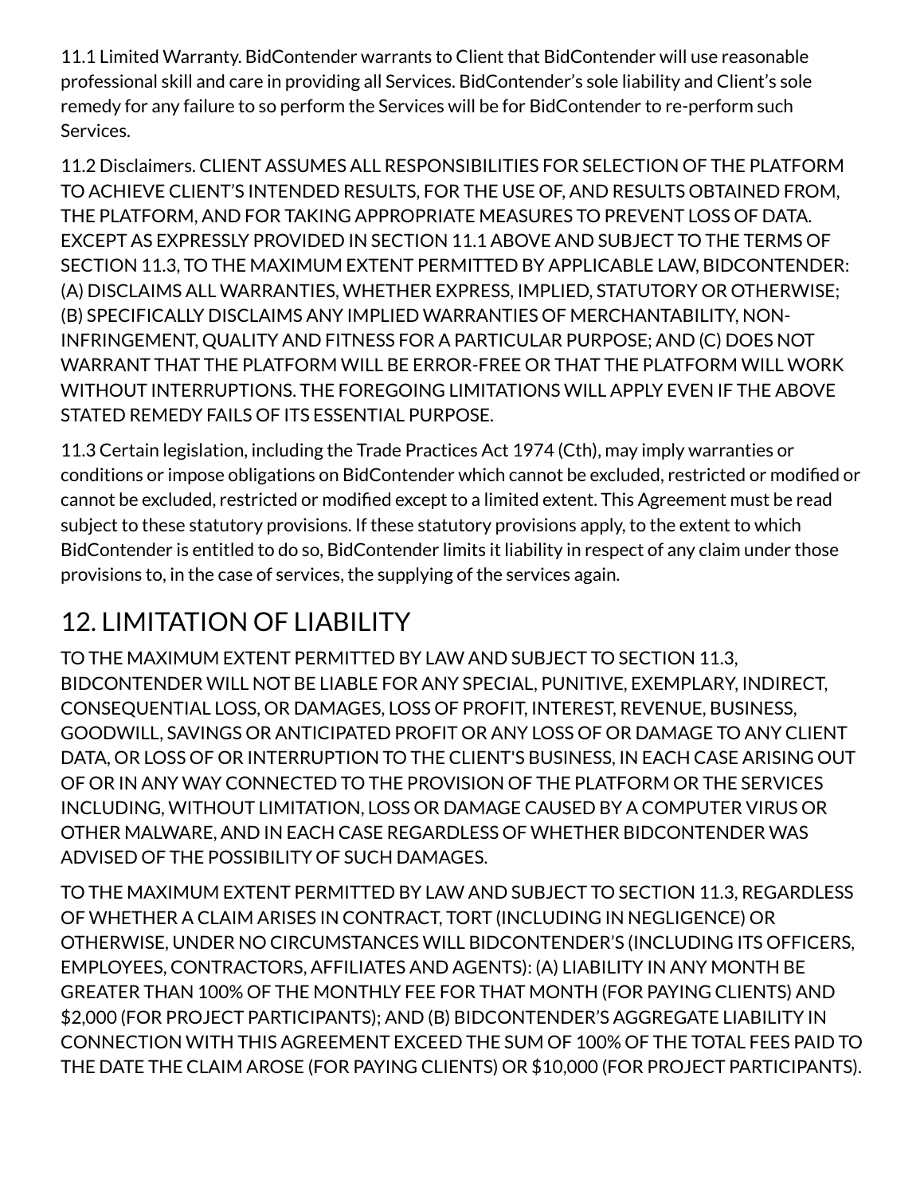11.1 Limited Warranty. BidContender warrants to Client that BidContender will use reasonable professional skill and care in providing all Services. BidContender's sole liability and Client's sole remedy for any failure to so perform the Services will be for BidContender to re-perform such Services.

11.2 Disclaimers. CLIENT ASSUMES ALL RESPONSIBILITIES FOR SELECTION OF THE PLATFORM TO ACHIEVE CLIENT'S INTENDED RESULTS, FOR THE USE OF, AND RESULTS OBTAINED FROM, THE PLATFORM, AND FOR TAKING APPROPRIATE MEASURES TO PREVENT LOSS OF DATA. EXCEPT AS EXPRESSLY PROVIDED IN SECTION 11.1 ABOVE AND SUBJECT TO THE TERMS OF SECTION 11.3, TO THE MAXIMUM EXTENT PERMITTED BY APPLICABLE LAW, BIDCONTENDER: (A) DISCLAIMS ALL WARRANTIES, WHETHER EXPRESS, IMPLIED, STATUTORY OR OTHERWISE; (B) SPECIFICALLY DISCLAIMS ANY IMPLIED WARRANTIES OF MERCHANTABILITY, NON-INFRINGEMENT, QUALITY AND FITNESS FOR A PARTICULAR PURPOSE; AND (C) DOES NOT WARRANT THAT THE PLATFORM WILL BE ERROR-FREE OR THAT THE PLATFORM WILL WORK WITHOUT INTERRUPTIONS. THE FOREGOING LIMITATIONS WILL APPLY EVEN IF THE ABOVE STATED REMEDY FAILS OF ITS ESSENTIAL PURPOSE.

11.3 Certain legislation, including the Trade Practices Act 1974 (Cth), may imply warranties or conditions or impose obligations on BidContender which cannot be excluded, restricted or modified or cannot be excluded, restricted or modified except to a limited extent. This Agreement must be read subject to these statutory provisions. If these statutory provisions apply, to the extent to which BidContender is entitled to do so, BidContender limits it liability in respect of any claim under those provisions to, in the case of services, the supplying of the services again.

## 12. LIMITATION OF LIABILITY

TO THE MAXIMUM EXTENT PERMITTED BY LAW AND SUBJECT TO SECTION 11.3, BIDCONTENDER WILL NOT BE LIABLE FOR ANY SPECIAL, PUNITIVE, EXEMPLARY, INDIRECT, CONSEQUENTIAL LOSS, OR DAMAGES, LOSS OF PROFIT, INTEREST, REVENUE, BUSINESS, GOODWILL, SAVINGS OR ANTICIPATED PROFIT OR ANY LOSS OF OR DAMAGE TO ANY CLIENT DATA, OR LOSS OF OR INTERRUPTION TO THE CLIENT'S BUSINESS, IN EACH CASE ARISING OUT OF OR IN ANY WAY CONNECTED TO THE PROVISION OF THE PLATFORM OR THE SERVICES INCLUDING, WITHOUT LIMITATION, LOSS OR DAMAGE CAUSED BY A COMPUTER VIRUS OR OTHER MALWARE, AND IN EACH CASE REGARDLESS OF WHETHER BIDCONTENDER WAS ADVISED OF THE POSSIBILITY OF SUCH DAMAGES.

TO THE MAXIMUM EXTENT PERMITTED BY LAW AND SUBJECT TO SECTION 11.3, REGARDLESS OF WHETHER A CLAIM ARISES IN CONTRACT, TORT (INCLUDING IN NEGLIGENCE) OR OTHERWISE, UNDER NO CIRCUMSTANCES WILL BIDCONTENDER'S (INCLUDING ITS OFFICERS, EMPLOYEES, CONTRACTORS, AFFILIATES AND AGENTS): (A) LIABILITY IN ANY MONTH BE GREATER THAN 100% OF THE MONTHLY FEE FOR THAT MONTH (FOR PAYING CLIENTS) AND $2,000 (FOR PROJECT PARTICIPANTS); AND (B) BIDCONTENDER'S AGGREGATE LIABILITY IN CONNECTION WITH THIS AGREEMENT EXCEED THE SUM OF 100% OF THE TOTAL FEES PAID TO THE DATE THE CLAIM AROSE (FOR PAYING CLIENTS) OR $10,000 (FOR PROJECT PARTICIPANTS).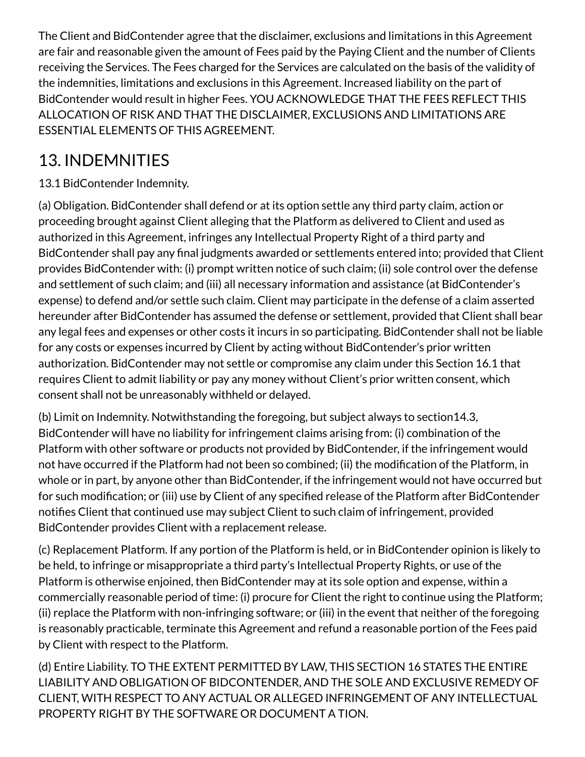The Client and BidContender agree that the disclaimer, exclusions and limitations in this Agreement are fair and reasonable given the amount of Fees paid by the Paying Client and the number of Clients receiving the Services. The Fees charged for the Services are calculated on the basis of the validity of the indemnities, limitations and exclusions in this Agreement. Increased liability on the part of BidContender would result in higher Fees. YOU ACKNOWLEDGE THAT THE FEES REFLECT THIS ALLOCATION OF RISK AND THAT THE DISCLAIMER, EXCLUSIONS AND LIMITATIONS ARE ESSENTIAL ELEMENTS OF THIS AGREEMENT.

## 13. INDEMNITIES

13.1 BidContender Indemnity.

(a) Obligation. BidContender shall defend or at its option settle any third party claim, action or proceeding brought against Client alleging that the Platform as delivered to Client and used as authorized in this Agreement, infringes any Intellectual Property Right of a third party and BidContender shall pay any final judgments awarded or settlements entered into; provided that Client provides BidContender with: (i) prompt written notice of such claim; (ii) sole control over the defense and settlement of such claim; and (iii) all necessary information and assistance (at BidContender's expense) to defend and/or settle such claim. Client may participate in the defense of a claim asserted hereunder after BidContender has assumed the defense or settlement, provided that Client shall bear any legal fees and expenses or other costs it incurs in so participating. BidContender shall not be liable for any costs or expenses incurred by Client by acting without BidContender's prior written authorization. BidContender may not settle or compromise any claim under this Section 16.1 that requires Client to admit liability or pay any money without Client's prior written consent, which consent shall not be unreasonably withheld or delayed.

(b) Limit on Indemnity. Notwithstanding the foregoing, but subject always to section14.3, BidContender will have no liability for infringement claims arising from: (i) combination of the Platform with other software or products not provided by BidContender, if the infringement would not have occurred if the Platform had not been so combined; (ii) the modification of the Platform, in whole or in part, by anyone other than BidContender, if the infringement would not have occurred but for such modification; or (iii) use by Client of any specified release of the Platform after BidContender notifies Client that continued use may subject Client to such claim of infringement, provided BidContender provides Client with a replacement release.

(c) Replacement Platform. If any portion of the Platform is held, or in BidContender opinion is likely to be held, to infringe or misappropriate a third party's Intellectual Property Rights, or use of the Platform is otherwise enjoined, then BidContender may at its sole option and expense, within a commercially reasonable period of time: (i) procure for Client the right to continue using the Platform; (ii) replace the Platform with non-infringing software; or (iii) in the event that neither of the foregoing is reasonably practicable, terminate this Agreement and refund a reasonable portion of the Fees paid by Client with respect to the Platform.

(d) Entire Liability. TO THE EXTENT PERMITTED BY LAW, THIS SECTION 16 STATES THE ENTIRE LIABILITY AND OBLIGATION OF BIDCONTENDER, AND THE SOLE AND EXCLUSIVE REMEDY OF CLIENT, WITH RESPECT TO ANY ACTUAL OR ALLEGED INFRINGEMENT OF ANY INTELLECTUAL PROPERTY RIGHT BY THE SOFTWARE OR DOCUMENT A TION.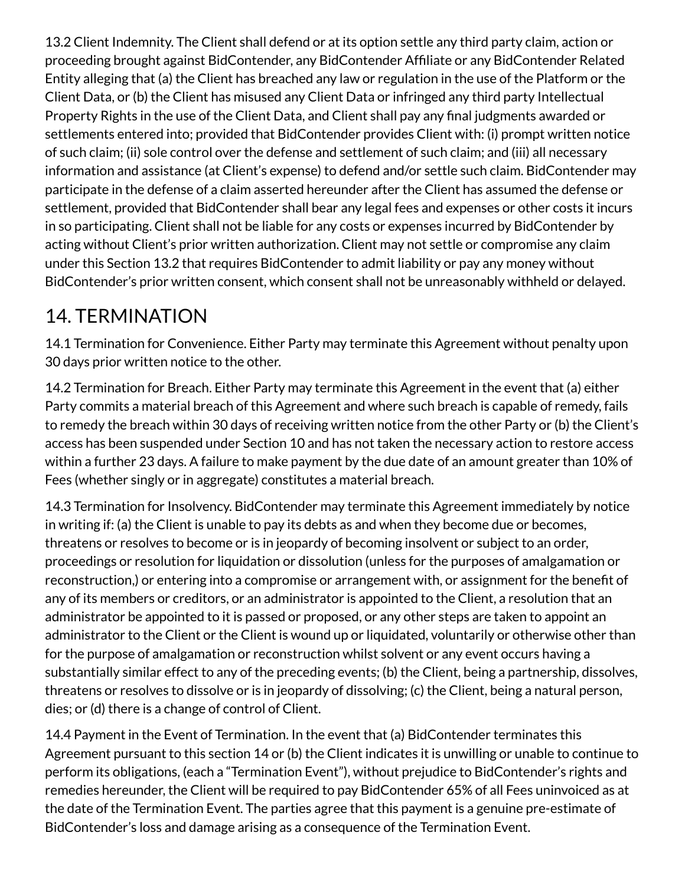13.2 Client Indemnity. The Client shall defend or at its option settle any third party claim, action or proceeding brought against BidContender, any BidContender Affiliate or any BidContender Related Entity alleging that (a) the Client has breached any law or regulation in the use of the Platform or the Client Data, or (b) the Client has misused any Client Data or infringed any third party Intellectual Property Rights in the use of the Client Data, and Client shall pay any final judgments awarded or settlements entered into; provided that BidContender provides Client with: (i) prompt written notice of such claim; (ii) sole control over the defense and settlement of such claim; and (iii) all necessary information and assistance (at Client's expense) to defend and/or settle such claim. BidContender may participate in the defense of a claim asserted hereunder after the Client has assumed the defense or settlement, provided that BidContender shall bear any legal fees and expenses or other costs it incurs in so participating. Client shall not be liable for any costs or expenses incurred by BidContender by acting without Client's prior written authorization. Client may not settle or compromise any claim under this Section 13.2 that requires BidContender to admit liability or pay any money without BidContender's prior written consent, which consent shall not be unreasonably withheld or delayed.

## 14. TERMINATION

14.1 Termination for Convenience. Either Party may terminate this Agreement without penalty upon 30 days prior written notice to the other.

14.2 Termination for Breach. Either Party may terminate this Agreement in the event that (a) either Party commits a material breach of this Agreement and where such breach is capable of remedy, fails to remedy the breach within 30 days of receiving written notice from the other Party or (b) the Client's access has been suspended under Section 10 and has not taken the necessary action to restore access within a further 23 days. A failure to make payment by the due date of an amount greater than 10% of Fees (whether singly or in aggregate) constitutes a material breach.

14.3 Termination for Insolvency. BidContender may terminate this Agreement immediately by notice in writing if: (a) the Client is unable to pay its debts as and when they become due or becomes, threatens or resolves to become or is in jeopardy of becoming insolvent or subject to an order, proceedings or resolution for liquidation or dissolution (unless for the purposes of amalgamation or reconstruction,) or entering into a compromise or arrangement with, or assignment for the benefit of any of its members or creditors, or an administrator is appointed to the Client, a resolution that an administrator be appointed to it is passed or proposed, or any other steps are taken to appoint an administrator to the Client or the Client is wound up or liquidated, voluntarily or otherwise other than for the purpose of amalgamation or reconstruction whilst solvent or any event occurs having a substantially similar effect to any of the preceding events; (b) the Client, being a partnership, dissolves, threatens or resolves to dissolve or is in jeopardy of dissolving; (c) the Client, being a natural person, dies; or (d) there is a change of control of Client.

14.4 Payment in the Event of Termination. In the event that (a) BidContender terminates this Agreement pursuant to this section 14 or (b) the Client indicates it is unwilling or unable to continue to perform its obligations, (each a "Termination Event"), without prejudice to BidContender's rights and remedies hereunder, the Client will be required to pay BidContender 65% of all Fees uninvoiced as at the date of the Termination Event. The parties agree that this payment is a genuine pre-estimate of BidContender's loss and damage arising as a consequence of the Termination Event.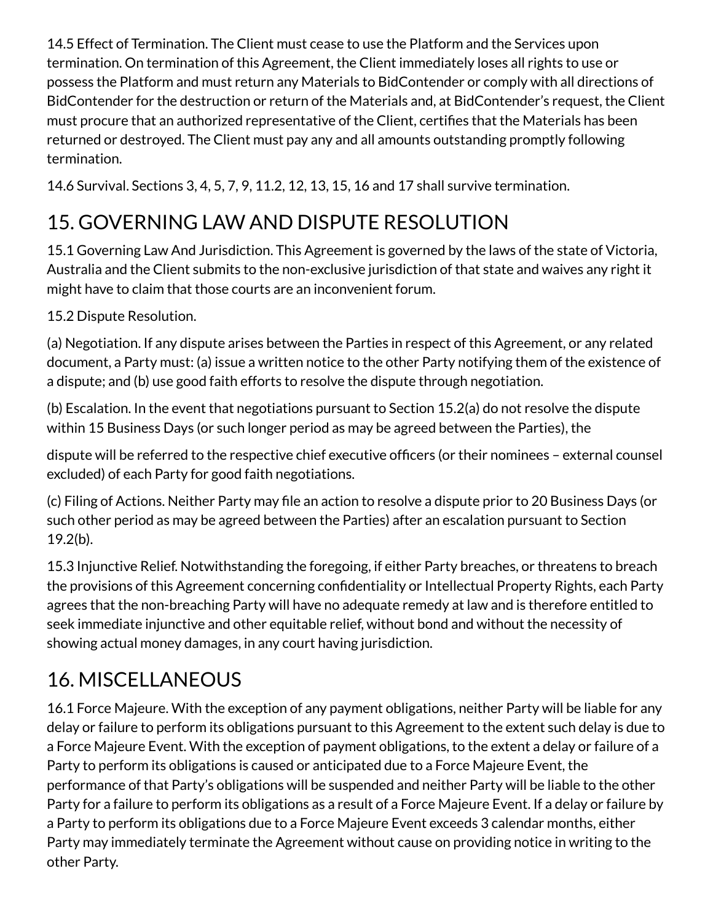14.5 Effect of Termination. The Client must cease to use the Platform and the Services upon termination. On termination of this Agreement, the Client immediately loses all rights to use or possess the Platform and must return any Materials to BidContender or comply with all directions of BidContender for the destruction or return of the Materials and, at BidContender's request, the Client must procure that an authorized representative of the Client, certifies that the Materials has been returned or destroyed. The Client must pay any and all amounts outstanding promptly following termination.

14.6 Survival. Sections 3, 4, 5, 7, 9, 11.2, 12, 13, 15, 16 and 17 shall survive termination.

# 15. GOVERNING LAW AND DISPUTE RESOLUTION

15.1 Governing Law And Jurisdiction. This Agreement is governed by the laws of the state of Victoria, Australia and the Client submits to the non-exclusive jurisdiction of that state and waives any right it might have to claim that those courts are an inconvenient forum.

15.2 Dispute Resolution.

(a) Negotiation. If any dispute arises between the Parties in respect of this Agreement, or any related document, a Party must: (a) issue a written notice to the other Party notifying them of the existence of a dispute; and (b) use good faith efforts to resolve the dispute through negotiation.

(b) Escalation. In the event that negotiations pursuant to Section 15.2(a) do not resolve the dispute within 15 Business Days (or such longer period as may be agreed between the Parties), the

dispute will be referred to the respective chief executive officers (or their nominees – external counsel excluded) of each Party for good faith negotiations.

(c) Filing of Actions. Neither Party may file an action to resolve a dispute prior to 20 Business Days (or such other period as may be agreed between the Parties) after an escalation pursuant to Section 19.2(b).

15.3 Injunctive Relief. Notwithstanding the foregoing, if either Party breaches, or threatens to breach the provisions of this Agreement concerning confidentiality or Intellectual Property Rights, each Party agrees that the non-breaching Party will have no adequate remedy at law and is therefore entitled to seek immediate injunctive and other equitable relief, without bond and without the necessity of showing actual money damages, in any court having jurisdiction.

# 16. MISCELLANEOUS

16.1 Force Majeure. With the exception of any payment obligations, neither Party will be liable for any delay or failure to perform its obligations pursuant to this Agreement to the extent such delay is due to a Force Majeure Event. With the exception of payment obligations, to the extent a delay or failure of a Party to perform its obligations is caused or anticipated due to a Force Majeure Event, the performance of that Party's obligations will be suspended and neither Party will be liable to the other Party for a failure to perform its obligations as a result of a Force Majeure Event. If a delay or failure by a Party to perform its obligations due to a Force Majeure Event exceeds 3 calendar months, either Party may immediately terminate the Agreement without cause on providing notice in writing to the other Party.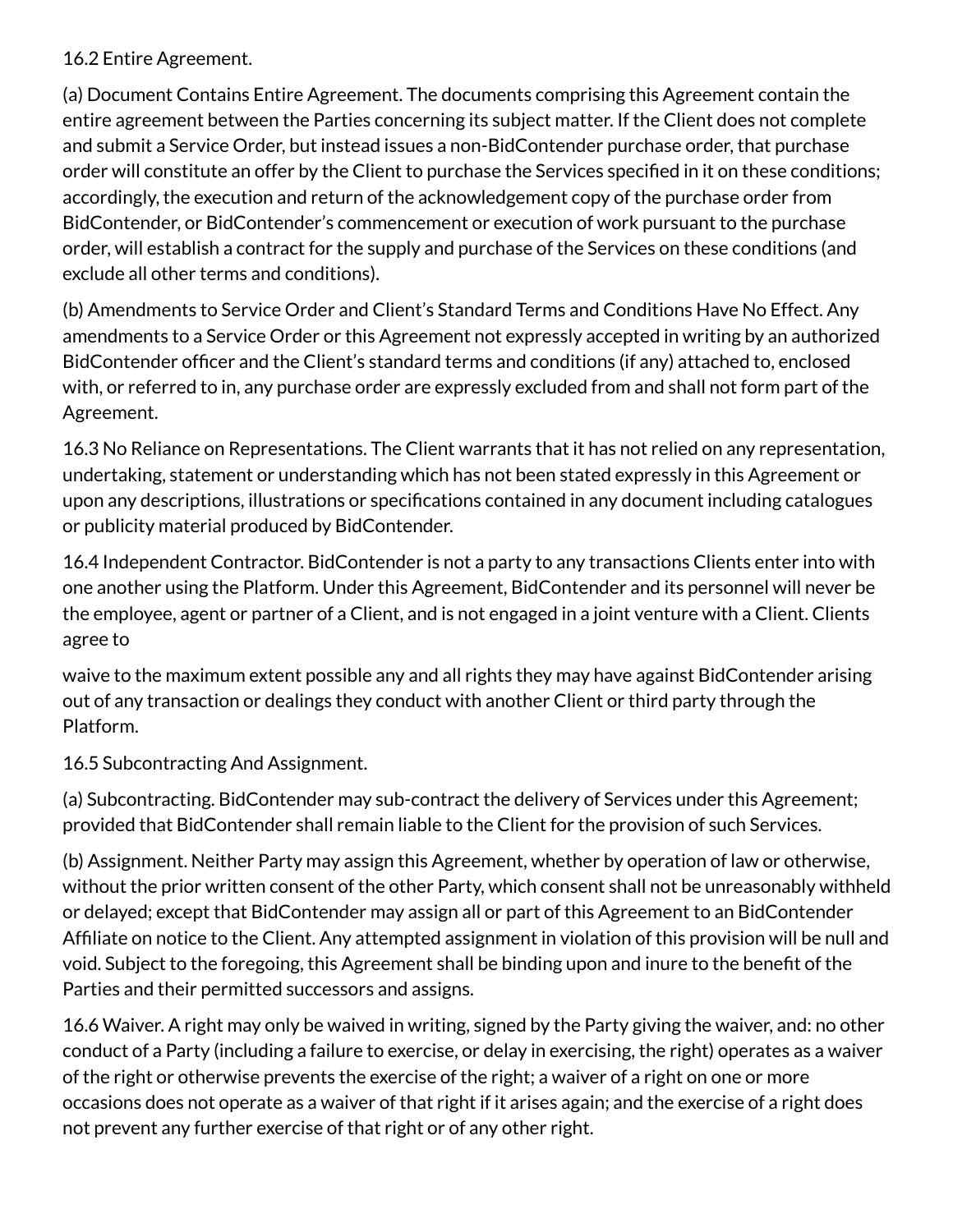16.2 Entire Agreement.

(a) Document Contains Entire Agreement. The documents comprising this Agreement contain the entire agreement between the Parties concerning its subject matter. If the Client does not complete and submit a Service Order, but instead issues a non-BidContender purchase order, that purchase order will constitute an offer by the Client to purchase the Services specified in it on these conditions; accordingly, the execution and return of the acknowledgement copy of the purchase order from BidContender, or BidContender's commencement or execution of work pursuant to the purchase order, will establish a contract for the supply and purchase of the Services on these conditions (and exclude all other terms and conditions).

(b) Amendments to Service Order and Client's Standard Terms and Conditions Have No Effect. Any amendments to a Service Order or this Agreement not expressly accepted in writing by an authorized BidContender officer and the Client's standard terms and conditions (if any) attached to, enclosed with, or referred to in, any purchase order are expressly excluded from and shall not form part of the Agreement.

16.3 No Reliance on Representations. The Client warrants that it has not relied on any representation, undertaking, statement or understanding which has not been stated expressly in this Agreement or upon any descriptions, illustrations or specifications contained in any document including catalogues or publicity material produced by BidContender.

16.4 Independent Contractor. BidContender is not a party to any transactions Clients enter into with one another using the Platform. Under this Agreement, BidContender and its personnel will never be the employee, agent or partner of a Client, and is not engaged in a joint venture with a Client. Clients agree to waive to the maximum extent possible any and all rights they may have against BidContender arising out of any transaction or dealings they conduct with another Client or third party through the Platform.

16.5 Subcontracting And Assignment.

(a) Subcontracting. BidContender may sub-contract the delivery of Services under this Agreement; provided that BidContender shall remain liable to the Client for the provision of such Services.

(b) Assignment. Neither Party may assign this Agreement, whether by operation of law or otherwise, without the prior written consent of the other Party, which consent shall not be unreasonably withheld or delayed; except that BidContender may assign all or part of this Agreement to an BidContender Affiliate on notice to the Client. Any attempted assignment in violation of this provision will be null and void. Subject to the foregoing, this Agreement shall be binding upon and inure to the benefit of the Parties and their permitted successors and assigns.

16.6 Waiver. A right may only be waived in writing, signed by the Party giving the waiver, and: no other conduct of a Party (including a failure to exercise, or delay in exercising, the right) operates as a waiver of the right or otherwise prevents the exercise of the right; a waiver of a right on one or more occasions does not operate as a waiver of that right if it arises again; and the exercise of a right does not prevent any further exercise of that right or of any other right.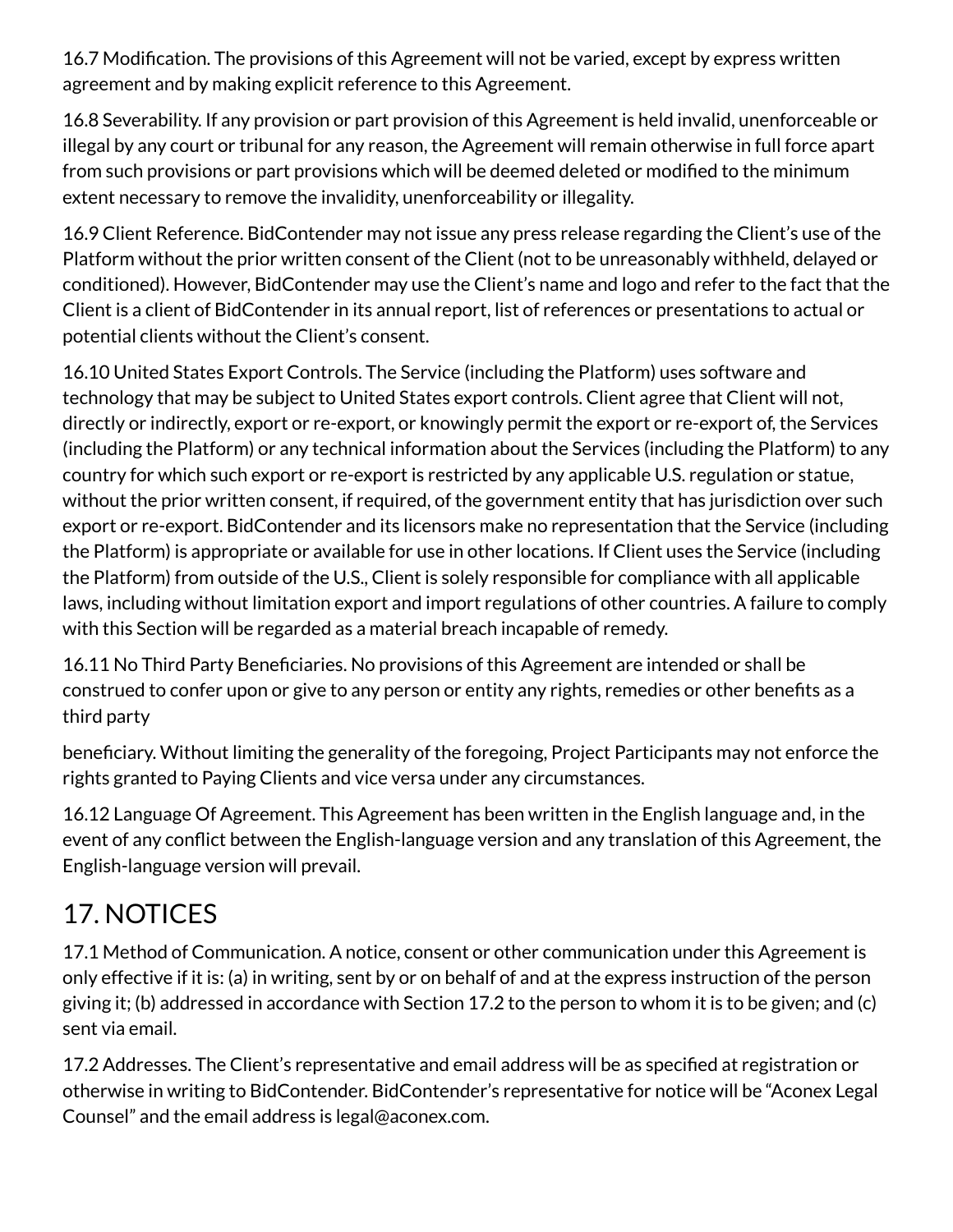16.7 Modification. The provisions of this Agreement will not be varied, except by express written agreement and by making explicit reference to this Agreement.

16.8 Severability. If any provision or part provision of this Agreement is held invalid, unenforceable or illegal by any court or tribunal for any reason, the Agreement will remain otherwise in full force apart from such provisions or part provisions which will be deemed deleted or modified to the minimum extent necessary to remove the invalidity, unenforceability or illegality.

16.9 Client Reference. BidContender may not issue any press release regarding the Client's use of the Platform without the prior written consent of the Client (not to be unreasonably withheld, delayed or conditioned). However, BidContender may use the Client's name and logo and refer to the fact that the Client is a client of BidContender in its annual report, list of references or presentations to actual or potential clients without the Client's consent.

16.10 United States Export Controls. The Service (including the Platform) uses software and technology that may be subject to United States export controls. Client agree that Client will not, directly or indirectly, export or re-export, or knowingly permit the export or re-export of, the Services (including the Platform) or any technical information about the Services (including the Platform) to any country for which such export or re-export is restricted by any applicable U.S. regulation or statue, without the prior written consent, if required, of the government entity that has jurisdiction over such export or re-export. BidContender and its licensors make no representation that the Service (including the Platform) is appropriate or available for use in other locations. If Client uses the Service (including the Platform) from outside of the U.S., Client is solely responsible for compliance with all applicable laws, including without limitation export and import regulations of other countries. A failure to comply with this Section will be regarded as a material breach incapable of remedy.

16.11 No Third Party Beneficiaries. No provisions of this Agreement are intended or shall be construed to confer upon or give to any person or entity any rights, remedies or other benefits as a third party beneficiary. Without limiting the generality of the foregoing, Project Participants may not enforce the rights granted to Paying Clients and vice versa under any circumstances.

16.12 Language Of Agreement. This Agreement has been written in the English language and, in the event of any conflict between the English-language version and any translation of this Agreement, the English-language version will prevail.

## 17. NOTICES

17.1 Method of Communication. A notice, consent or other communication under this Agreement is only effective if it is: (a) in writing, sent by or on behalf of and at the express instruction of the person giving it; (b) addressed in accordance with Section 17.2 to the person to whom it is to be given; and (c) sent via email.

17.2 Addresses. The Client's representative and email address will be as specified at registration or otherwise in writing to BidContender. BidContender's representative for notice will be "Aconex Legal Counsel" and the email address is legal@aconex.com.